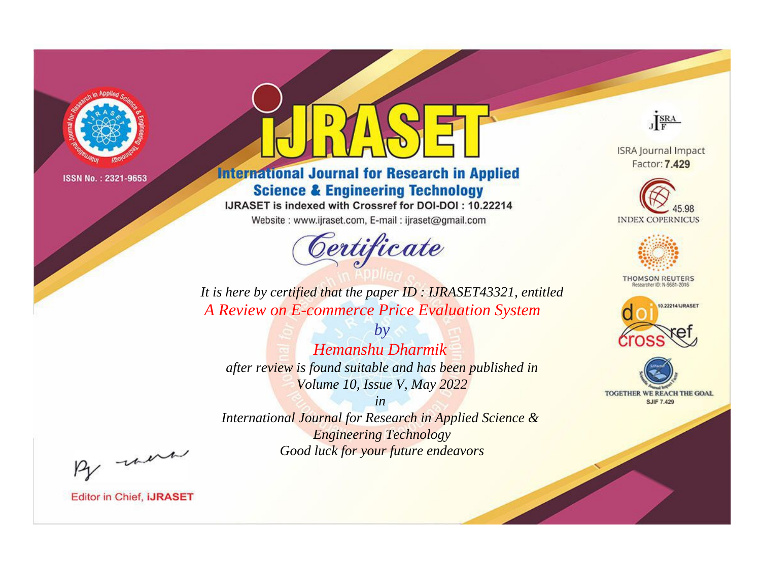ISSN No. : 2321-9653

# iJRASET

## International Journal for Research in Applied Science & Engineering Technology

IJRASET is indexed with Crossref for DOI-DOI : 10.22214

Website : www.ijraset.com, E-mail : ijraset@gmail.com

ISRA Journal Impact Factor: **7.429**

45.98 INDEX COPERNICUS

THOMSON REUTERS Researcher ID: N-9681-2016

10.22214/IJRASET

TOGETHER WE REACH THE GOAL SJIF 7.429

# Certificate

*It is here by certified that the paper ID : IJRASET43321, entitled*

*A Review on E-commerce Price Evaluation System*

*by*

*Hemanshu Dharmik*

*after review is found suitable and has been published in*

*Volume 10, Issue V, May 2022*

*in*

*International Journal for Research in Applied Science & Engineering Technology*

*Good luck for your future endeavors*

Editor in Chief, **iJRASET**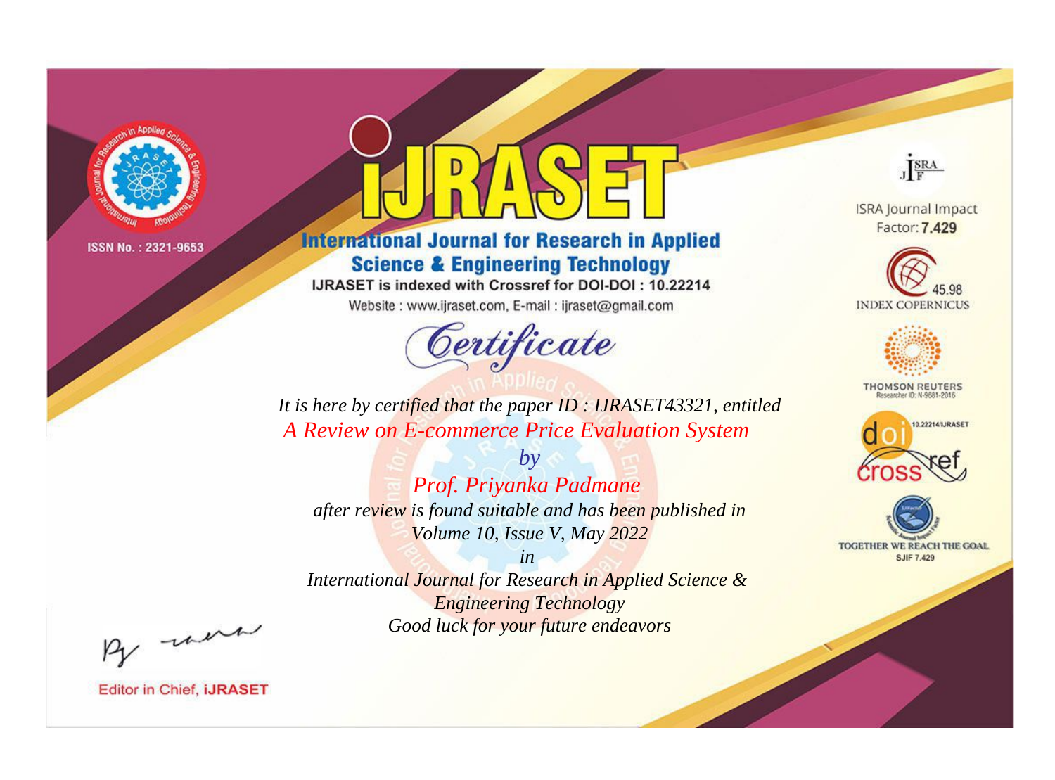ISSN No. : 2321-9653

# iJRASET

## International Journal for Research in Applied Science & Engineering Technology

IJRASET is indexed with Crossref for DOI-DOI : 10.22214

Website : www.ijraset.com, E-mail : ijraset@gmail.com

ISRA Journal Impact Factor: **7.429**

45.98 INDEX COPERNICUS

THOMSON REUTERS Researcher ID: N-9681-2016

10.22214/IJRASET

TOGETHER WE REACH THE GOAL SJIF 7.429

# *Certificate*

*It is here by certified that the paper ID : IJRASET43321, entitled*

*A Review on E-commerce Price Evaluation System*

*by*

*Prof. Priyanka Padmane*

*after review is found suitable and has been published in*

*Volume 10, Issue V, May 2022*

*in*

*International Journal for Research in Applied Science & Engineering Technology*

*Good luck for your future endeavors*

Editor in Chief, iJRASET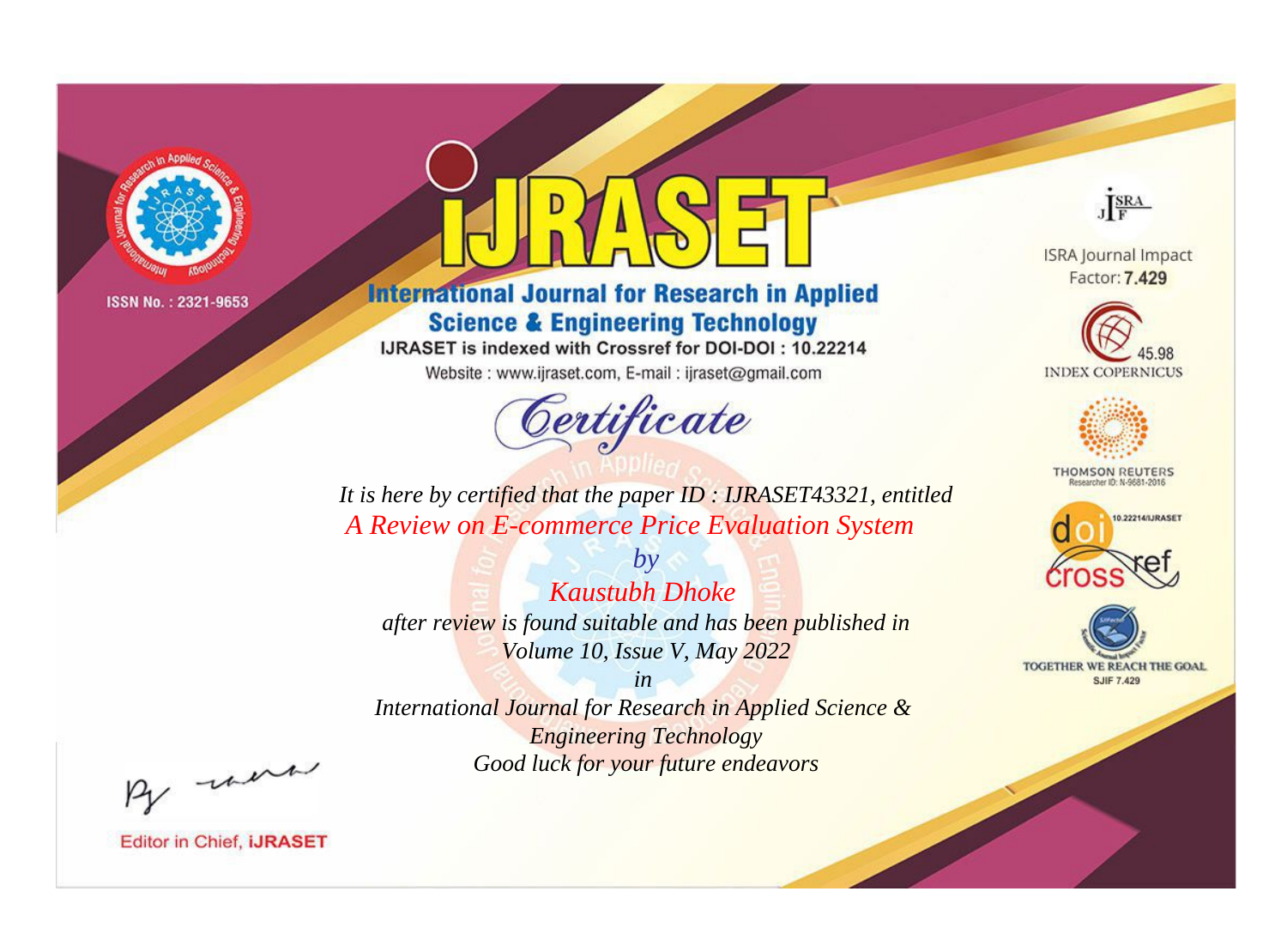ISSN No. : 2321-9653

# iJRASET

## International Journal for Research in Applied Science & Engineering Technology

IJRASET is indexed with Crossref for DOI-DOI : 10.22214

Website : www.ijraset.com, E-mail : ijraset@gmail.com

ISRA Journal Impact Factor: **7.429**

45.98 INDEX COPERNICUS

THOMSON REUTERS Researcher ID: N-9681-2016

10.22214/IJRASET

TOGETHER WE REACH THE GOAL SJIF 7.429

# *Certificate*

*It is here by certified that the paper ID : IJRASET43321, entitled*

*A Review on E-commerce Price Evaluation System*

*by*

*Kaustubh Dhoke*

*after review is found suitable and has been published in*

*Volume 10, Issue V, May 2022*

*in*

*International Journal for Research in Applied Science & Engineering Technology*

*Good luck for your future endeavors*

Editor in Chief, **iJRASET**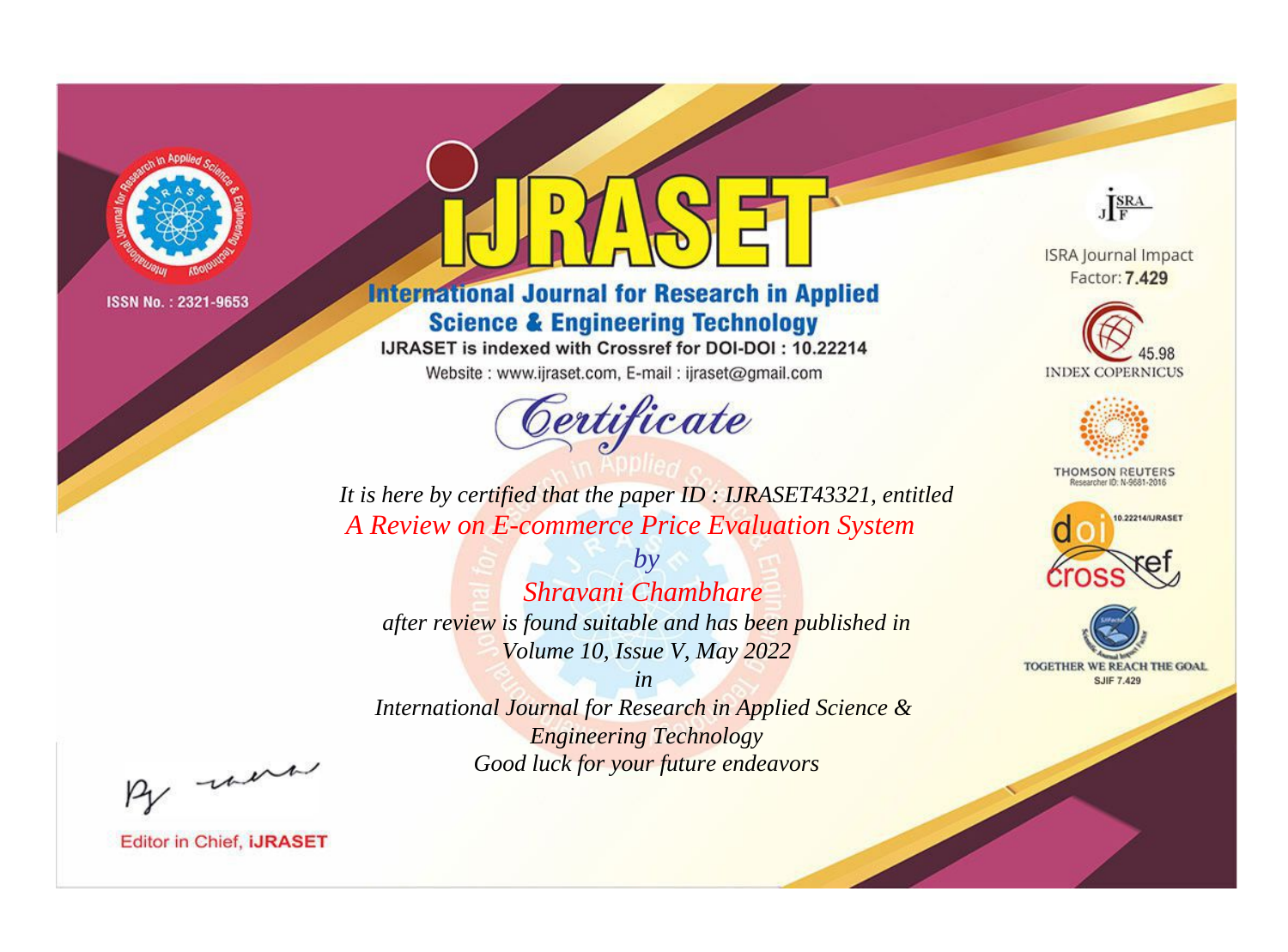ISSN No. : 2321-9653

# IJRASET

## International Journal for Research in Applied Science & Engineering Technology

IJRASET is indexed with Crossref for DOI-DOI : 10.22214

Website : www.ijraset.com, E-mail : ijraset@gmail.com

ISRA Journal Impact Factor: **7.429**

45.98 INDEX COPERNICUS

THOMSON REUTERS Researcher ID: N-9681-2016

10.22214/IJRASET

TOGETHER WE REACH THE GOAL SJIF 7.429

# *Certificate*

*It is here by certified that the paper ID : IJRASET43321, entitled*

*A Review on E-commerce Price Evaluation System*

*by*

*Shravani Chambhare*

*after review is found suitable and has been published in*

*Volume 10, Issue V, May 2022*

*in*

*International Journal for Research in Applied Science & Engineering Technology*

*Good luck for your future endeavors*

Editor in Chief, **IJRASET**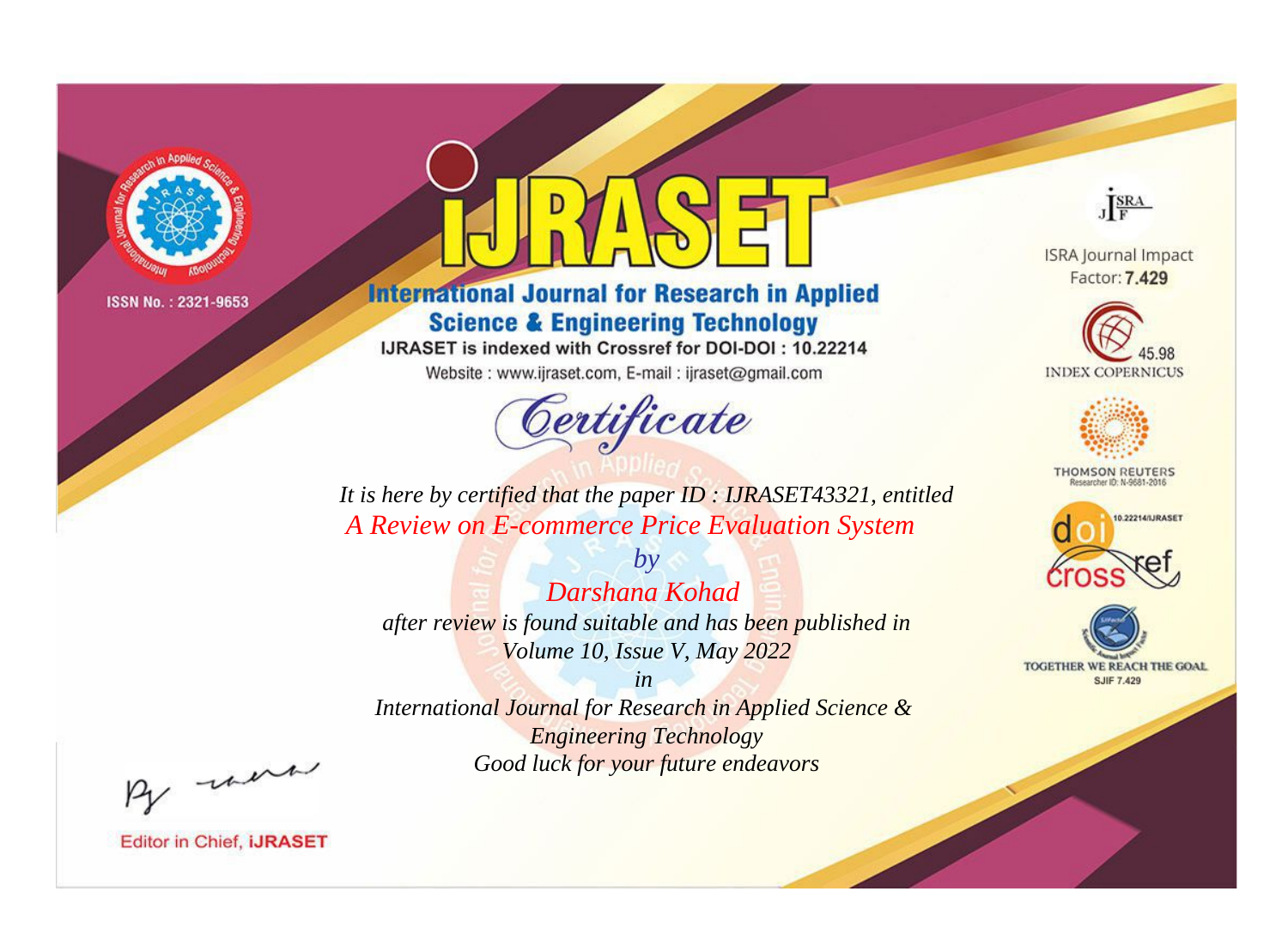ISSN No. : 2321-9653

# iJRASET

## International Journal for Research in Applied Science & Engineering Technology

IJRASET is indexed with Crossref for DOI-DOI : 10.22214

Website : www.ijraset.com, E-mail : ijraset@gmail.com

## *Certificate*

*It is here by certified that the paper ID : IJRASET43321, entitled*

*A Review on E-commerce Price Evaluation System*

*by*

*Darshana Kohad*

*after review is found suitable and has been published in*

*Volume 10, Issue V, May 2022*

*in*

*International Journal for Research in Applied Science & Engineering Technology*

*Good luck for your future endeavors*

ISRA Journal Impact Factor: **7.429**

45.98 INDEX COPERNICUS

THOMSON REUTERS Researcher ID: N-9681-2016

10.22214/IJRASET

TOGETHER WE REACH THE GOAL SJIF 7.429

Editor in Chief, **iJRASET**